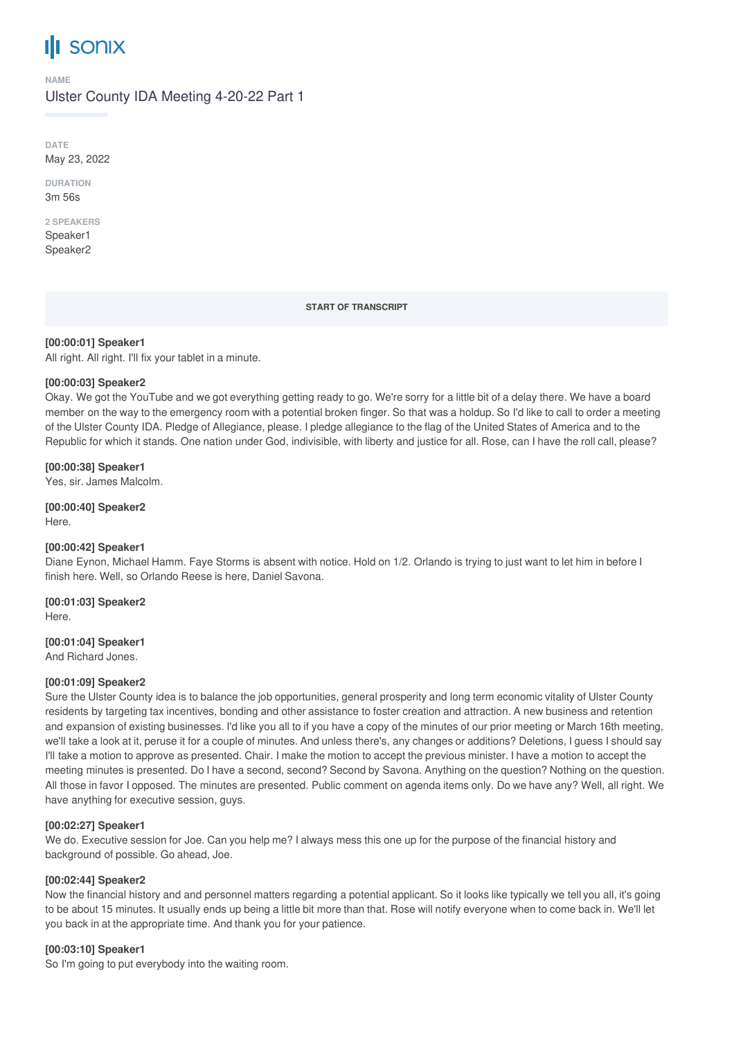# sonix

**NAME**

Ulster County IDA Meeting 4-20-22 Part 1

**DATE**

May 23, 2022

**DURATION**

3m 56s

**2 SPEAKERS**

Speaker1
Speaker2

**START OF TRANSCRIPT**

**[00:00:01] Speaker1**
All right. All right. I'll fix your tablet in a minute.

**[00:00:03] Speaker2**
Okay. We got the YouTube and we got everything getting ready to go. We're sorry for a little bit of a delay there. We have a board member on the way to the emergency room with a potential broken finger. So that was a holdup. So I'd like to call to order a meeting of the Ulster County IDA. Pledge of Allegiance, please. I pledge allegiance to the flag of the United States of America and to the Republic for which it stands. One nation under God, indivisible, with liberty and justice for all. Rose, can I have the roll call, please?

**[00:00:38] Speaker1**
Yes, sir. James Malcolm.

**[00:00:40] Speaker2**
Here.

**[00:00:42] Speaker1**
Diane Eynon, Michael Hamm. Faye Storms is absent with notice. Hold on 1/2. Orlando is trying to just want to let him in before I finish here. Well, so Orlando Reese is here, Daniel Savona.

**[00:01:03] Speaker2**
Here.

**[00:01:04] Speaker1**
And Richard Jones.

**[00:01:09] Speaker2**
Sure the Ulster County idea is to balance the job opportunities, general prosperity and long term economic vitality of Ulster County residents by targeting tax incentives, bonding and other assistance to foster creation and attraction. A new business and retention and expansion of existing businesses. I'd like you all to if you have a copy of the minutes of our prior meeting or March 16th meeting, we'll take a look at it, peruse it for a couple of minutes. And unless there's, any changes or additions? Deletions, I guess I should say I'll take a motion to approve as presented. Chair. I make the motion to accept the previous minister. I have a motion to accept the meeting minutes is presented. Do I have a second, second? Second by Savona. Anything on the question? Nothing on the question. All those in favor I opposed. The minutes are presented. Public comment on agenda items only. Do we have any? Well, all right. We have anything for executive session, guys.

**[00:02:27] Speaker1**
We do. Executive session for Joe. Can you help me? I always mess this one up for the purpose of the financial history and background of possible. Go ahead, Joe.

**[00:02:44] Speaker2**
Now the financial history and and personnel matters regarding a potential applicant. So it looks like typically we tell you all, it's going to be about 15 minutes. It usually ends up being a little bit more than that. Rose will notify everyone when to come back in. We'll let you back in at the appropriate time. And thank you for your patience.

**[00:03:10] Speaker1**
So I'm going to put everybody into the waiting room.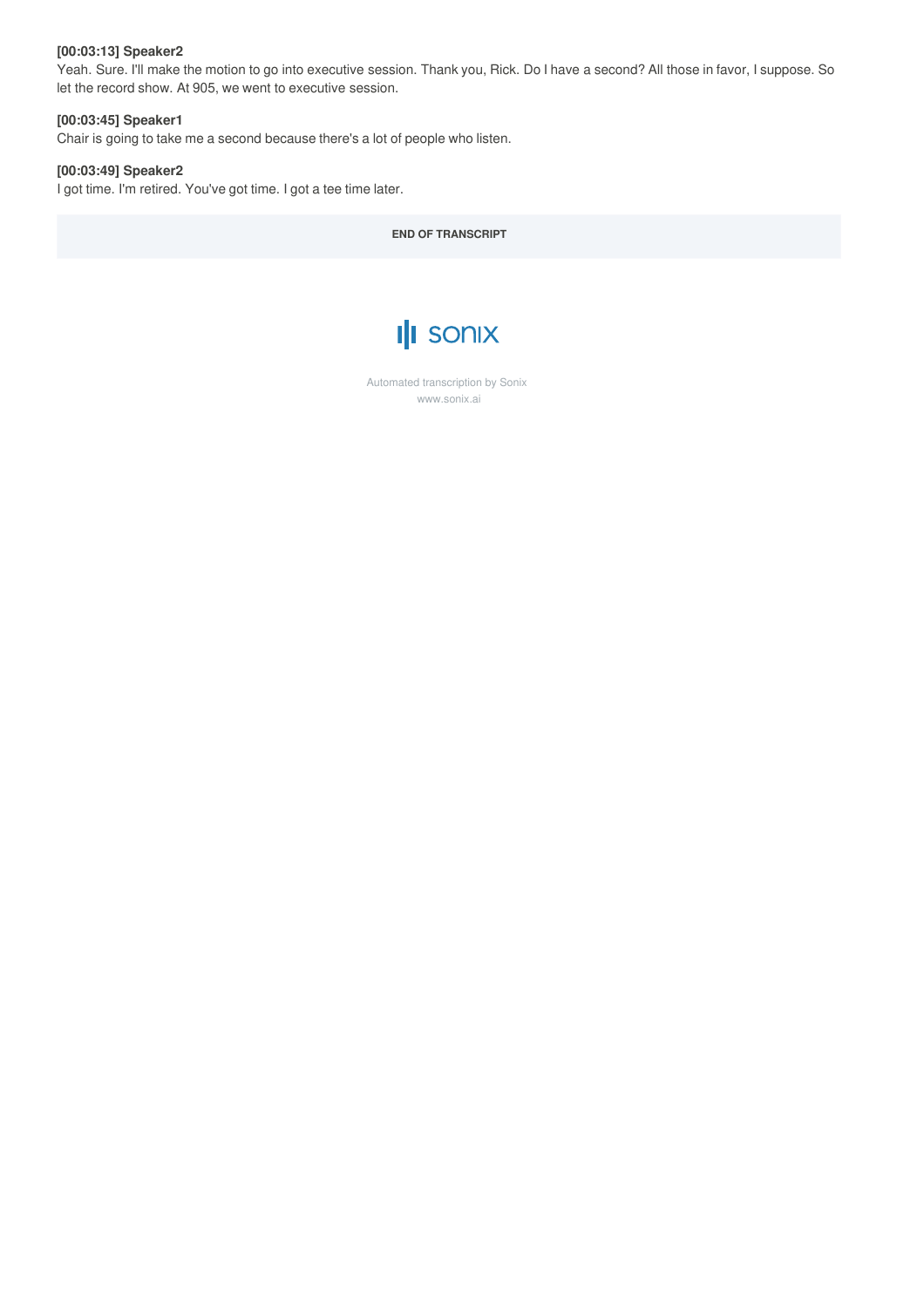**[00:03:13] Speaker2**
Yeah. Sure. I'll make the motion to go into executive session. Thank you, Rick. Do I have a second? All those in favor, I suppose. So let the record show. At 905, we went to executive session.

**[00:03:45] Speaker1**
Chair is going to take me a second because there's a lot of people who listen.

**[00:03:49] Speaker2**
I got time. I'm retired. You've got time. I got a tee time later.

**END OF TRANSCRIPT**

sonix

Automated transcription by Sonix
www.sonix.ai